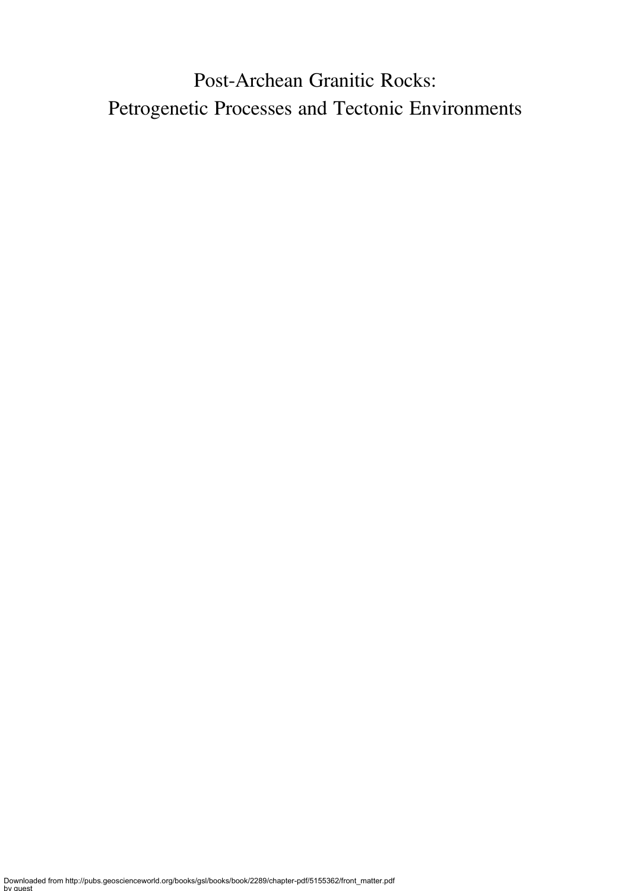# Post-Archean Granitic Rocks: Petrogenetic Processes and Tectonic Environments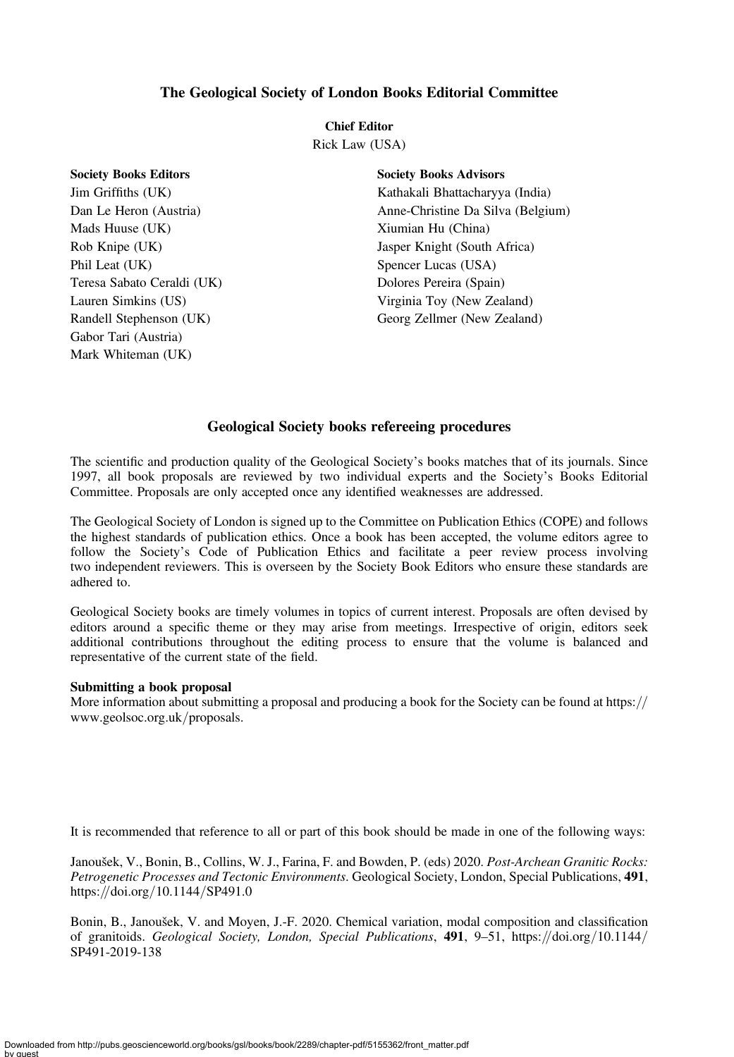## The Geological Society of London Books Editorial Committee

**Chief Editor**

Rick Law (USA)

**Society Books Editors**

Jim Griffiths (UK)
Dan Le Heron (Austria)
Mads Huuse (UK)
Rob Knipe (UK)
Phil Leat (UK)
Teresa Sabato Ceraldi (UK)
Lauren Simkins (US)
Randell Stephenson (UK)
Gabor Tari (Austria)
Mark Whiteman (UK)

**Society Books Advisors**

Kathakali Bhattacharyya (India)
Anne-Christine Da Silva (Belgium)
Xiumian Hu (China)
Jasper Knight (South Africa)
Spencer Lucas (USA)
Dolores Pereira (Spain)
Virginia Toy (New Zealand)
Georg Zellmer (New Zealand)

## Geological Society books refereeing procedures

The scientific and production quality of the Geological Society's books matches that of its journals. Since 1997, all book proposals are reviewed by two individual experts and the Society's Books Editorial Committee. Proposals are only accepted once any identified weaknesses are addressed.

The Geological Society of London is signed up to the Committee on Publication Ethics (COPE) and follows the highest standards of publication ethics. Once a book has been accepted, the volume editors agree to follow the Society's Code of Publication Ethics and facilitate a peer review process involving two independent reviewers. This is overseen by the Society Book Editors who ensure these standards are adhered to.

Geological Society books are timely volumes in topics of current interest. Proposals are often devised by editors around a specific theme or they may arise from meetings. Irrespective of origin, editors seek additional contributions throughout the editing process to ensure that the volume is balanced and representative of the current state of the field.

**Submitting a book proposal**

More information about submitting a proposal and producing a book for the Society can be found at https://www.geolsoc.org.uk/proposals.

It is recommended that reference to all or part of this book should be made in one of the following ways:

Janoušek, V., Bonin, B., Collins, W. J., Farina, F. and Bowden, P. (eds) 2020. *Post-Archean Granitic Rocks: Petrogenetic Processes and Tectonic Environments*. Geological Society, London, Special Publications, **491**, https://doi.org/10.1144/SP491.0

Bonin, B., Janoušek, V. and Moyen, J.-F. 2020. Chemical variation, modal composition and classification of granitoids. *Geological Society, London, Special Publications*, **491**, 9–51, https://doi.org/10.1144/SP491-2019-138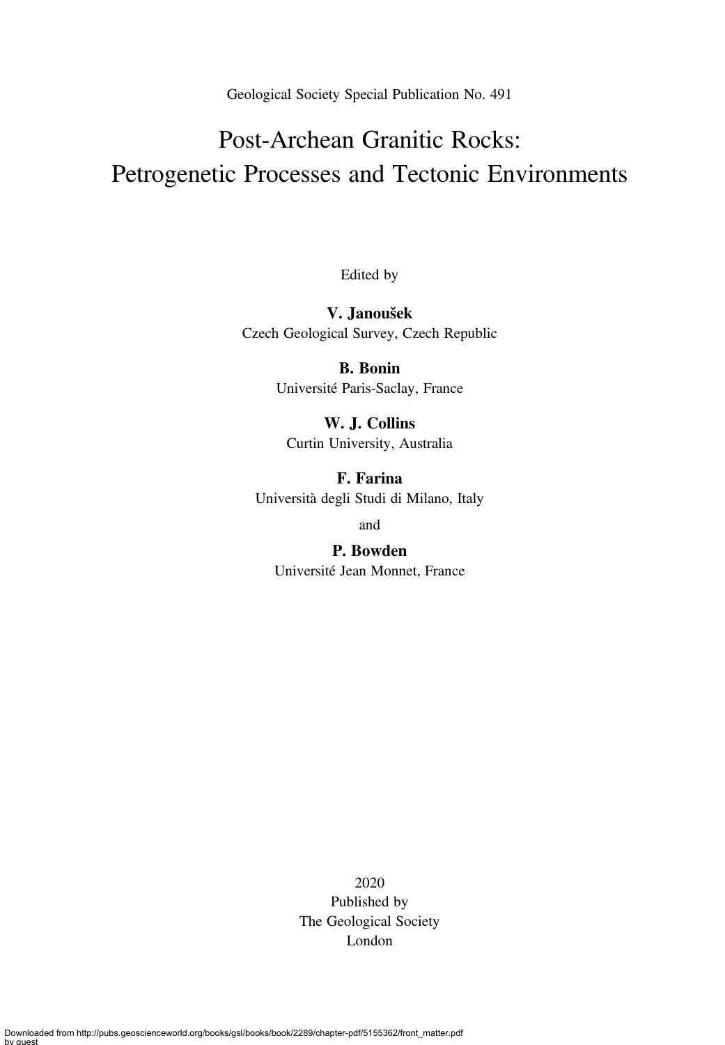Geological Society Special Publication No. 491

# Post-Archean Granitic Rocks: Petrogenetic Processes and Tectonic Environments

Edited by

**V. Janoušek**
Czech Geological Survey, Czech Republic

**B. Bonin**
Université Paris-Saclay, France

**W. J. Collins**
Curtin University, Australia

**F. Farina**
Università degli Studi di Milano, Italy

and

**P. Bowden**
Université Jean Monnet, France

2020
Published by
The Geological Society
London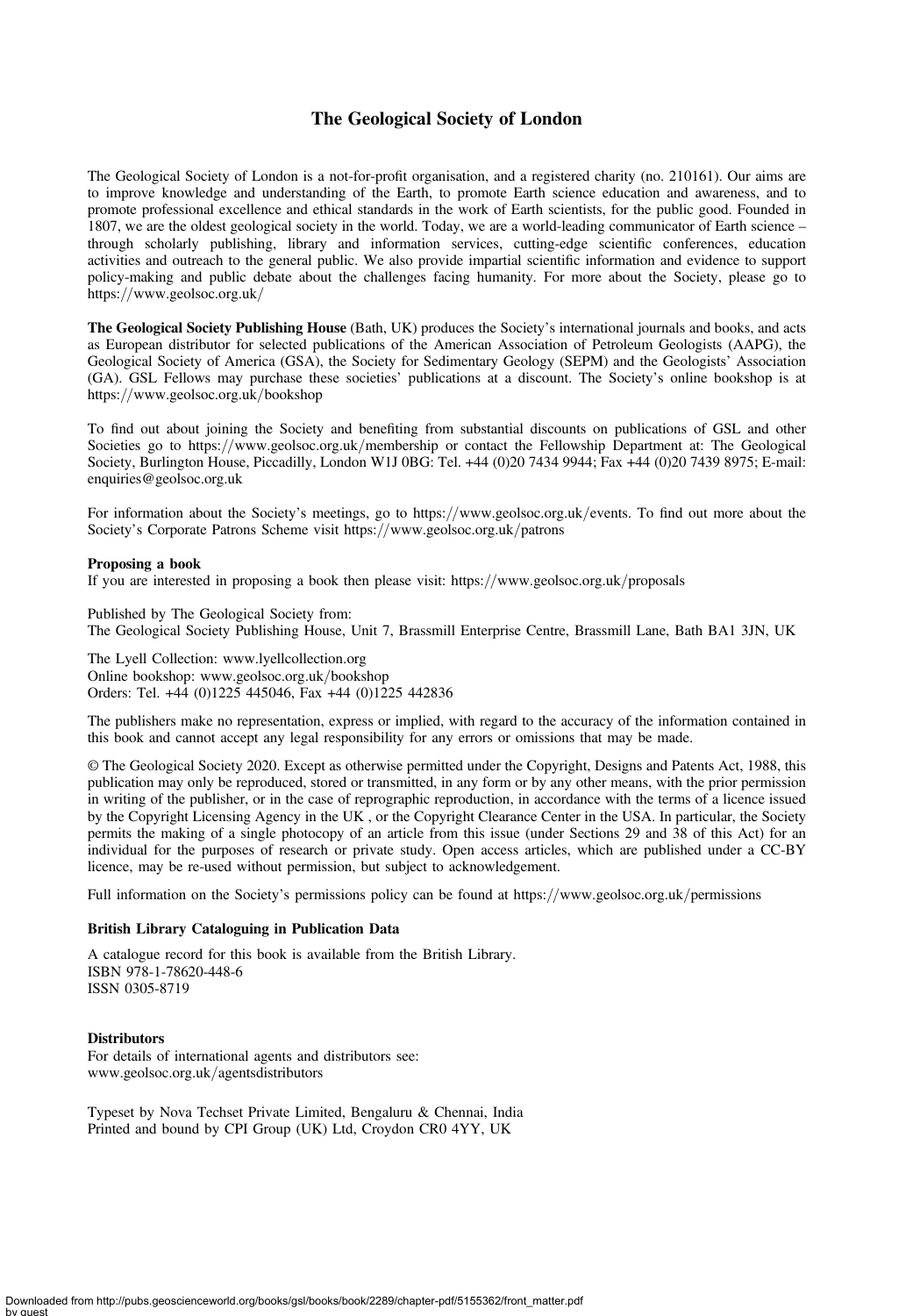# The Geological Society of London

The Geological Society of London is a not-for-profit organisation, and a registered charity (no. 210161). Our aims are to improve knowledge and understanding of the Earth, to promote Earth science education and awareness, and to promote professional excellence and ethical standards in the work of Earth scientists, for the public good. Founded in 1807, we are the oldest geological society in the world. Today, we are a world-leading communicator of Earth science – through scholarly publishing, library and information services, cutting-edge scientific conferences, education activities and outreach to the general public. We also provide impartial scientific information and evidence to support policy-making and public debate about the challenges facing humanity. For more about the Society, please go to https://www.geolsoc.org.uk/

**The Geological Society Publishing House** (Bath, UK) produces the Society's international journals and books, and acts as European distributor for selected publications of the American Association of Petroleum Geologists (AAPG), the Geological Society of America (GSA), the Society for Sedimentary Geology (SEPM) and the Geologists' Association (GA). GSL Fellows may purchase these societies' publications at a discount. The Society's online bookshop is at https://www.geolsoc.org.uk/bookshop

To find out about joining the Society and benefiting from substantial discounts on publications of GSL and other Societies go to https://www.geolsoc.org.uk/membership or contact the Fellowship Department at: The Geological Society, Burlington House, Piccadilly, London W1J 0BG: Tel. +44 (0)20 7434 9944; Fax +44 (0)20 7439 8975; E-mail: enquiries@geolsoc.org.uk

For information about the Society's meetings, go to https://www.geolsoc.org.uk/events. To find out more about the Society's Corporate Patrons Scheme visit https://www.geolsoc.org.uk/patrons

**Proposing a book**

If you are interested in proposing a book then please visit: https://www.geolsoc.org.uk/proposals

Published by The Geological Society from:
The Geological Society Publishing House, Unit 7, Brassmill Enterprise Centre, Brassmill Lane, Bath BA1 3JN, UK

The Lyell Collection: www.lyellcollection.org
Online bookshop: www.geolsoc.org.uk/bookshop
Orders: Tel. +44 (0)1225 445046, Fax +44 (0)1225 442836

The publishers make no representation, express or implied, with regard to the accuracy of the information contained in this book and cannot accept any legal responsibility for any errors or omissions that may be made.

© The Geological Society 2020. Except as otherwise permitted under the Copyright, Designs and Patents Act, 1988, this publication may only be reproduced, stored or transmitted, in any form or by any other means, with the prior permission in writing of the publisher, or in the case of reprographic reproduction, in accordance with the terms of a licence issued by the Copyright Licensing Agency in the UK , or the Copyright Clearance Center in the USA. In particular, the Society permits the making of a single photocopy of an article from this issue (under Sections 29 and 38 of this Act) for an individual for the purposes of research or private study. Open access articles, which are published under a CC-BY licence, may be re-used without permission, but subject to acknowledgement.

Full information on the Society's permissions policy can be found at https://www.geolsoc.org.uk/permissions

**British Library Cataloguing in Publication Data**

A catalogue record for this book is available from the British Library.
ISBN 978-1-78620-448-6
ISSN 0305-8719

**Distributors**

For details of international agents and distributors see:
www.geolsoc.org.uk/agentsdistributors

Typeset by Nova Techset Private Limited, Bengaluru & Chennai, India
Printed and bound by CPI Group (UK) Ltd, Croydon CR0 4YY, UK